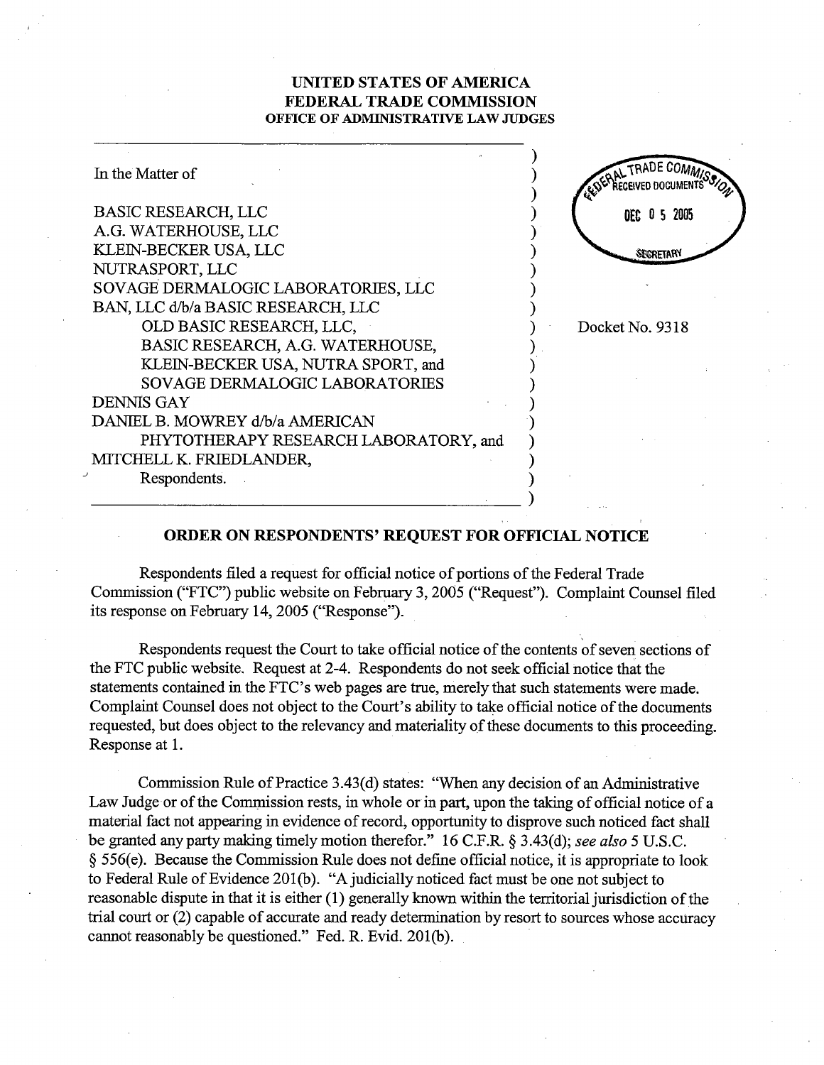**UNITED STATES OF AMERICA**
**FEDERAL TRADE COMMISSION**
**OFFICE OF ADMINISTRATIVE LAW JUDGES**

FEDERAL TRADE COMMISSION RECEIVED DOCUMENTS DEC 05 2005 SECRETARY

In the Matter of

BASIC RESEARCH, LLC
A.G. WATERHOUSE, LLC
KLEIN-BECKER USA, LLC
NUTRASPORT, LLC
SOVAGE DERMALOGIC LABORATORIES, LLC
BAN, LLC d/b/a BASIC RESEARCH, LLC
OLD BASIC RESEARCH, LLC,
BASIC RESEARCH, A.G. WATERHOUSE,
KLEIN-BECKER USA, NUTRA SPORT, and
SOVAGE DERMALOGIC LABORATORIES
DENNIS GAY
DANIEL B. MOWREY d/b/a AMERICAN
PHYTOTHERAPY RESEARCH LABORATORY, and
MITCHELL K. FRIEDLANDER,
Respondents.

Docket No. 9318

## ORDER ON RESPONDENTS' REQUEST FOR OFFICIAL NOTICE

Respondents filed a request for official notice of portions of the Federal Trade Commission ("FTC") public website on February 3, 2005 ("Request"). Complaint Counsel filed its response on February 14, 2005 ("Response").

Respondents request the Court to take official notice of the contents of seven sections of the FTC public website. Request at 2-4. Respondents do not seek official notice that the statements contained in the FTC's web pages are true, merely that such statements were made. Complaint Counsel does not object to the Court's ability to take official notice of the documents requested, but does object to the relevancy and materiality of these documents to this proceeding. Response at 1.

Commission Rule of Practice 3.43(d) states: "When any decision of an Administrative Law Judge or of the Commission rests, in whole or in part, upon the taking of official notice of a material fact not appearing in evidence of record, opportunity to disprove such noticed fact shall be granted any party making timely motion therefor." 16 C.F.R. § 3.43(d); *see also* 5 U.S.C. § 556(e). Because the Commission Rule does not define official notice, it is appropriate to look to Federal Rule of Evidence 201(b). "A judicially noticed fact must be one not subject to reasonable dispute in that it is either (1) generally known within the territorial jurisdiction of the trial court or (2) capable of accurate and ready determination by resort to sources whose accuracy cannot reasonably be questioned." Fed. R. Evid. 201(b).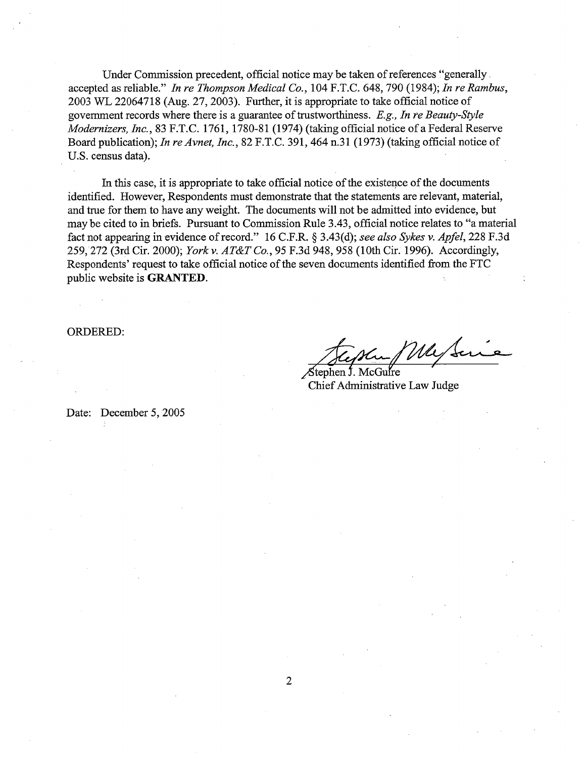Under Commission precedent, official notice may be taken of references "generally accepted as reliable." *In re Thompson Medical Co.*, 104 F.T.C. 648, 790 (1984); *In re Rambus*, 2003 WL 22064718 (Aug. 27, 2003). Further, it is appropriate to take official notice of government records where there is a guarantee of trustworthiness. *E.g., In re Beauty-Style Modernizers, Inc.*, 83 F.T.C. 1761, 1780-81 (1974) (taking official notice of a Federal Reserve Board publication); *In re Avnet, Inc.*, 82 F.T.C. 391, 464 n.31 (1973) (taking official notice of U.S. census data).

In this case, it is appropriate to take official notice of the existence of the documents identified. However, Respondents must demonstrate that the statements are relevant, material, and true for them to have any weight. The documents will not be admitted into evidence, but may be cited to in briefs. Pursuant to Commission Rule 3.43, official notice relates to "a material fact not appearing in evidence of record." 16 C.F.R. § 3.43(d); *see also Sykes v. Apfel*, 228 F.3d 259, 272 (3rd Cir. 2000); *York v. AT&T Co.*, 95 F.3d 948, 958 (10th Cir. 1996). Accordingly, Respondents' request to take official notice of the seven documents identified from the FTC public website is **GRANTED**.

ORDERED:

Stephen J. McGuire
Chief Administrative Law Judge

Date: December 5, 2005